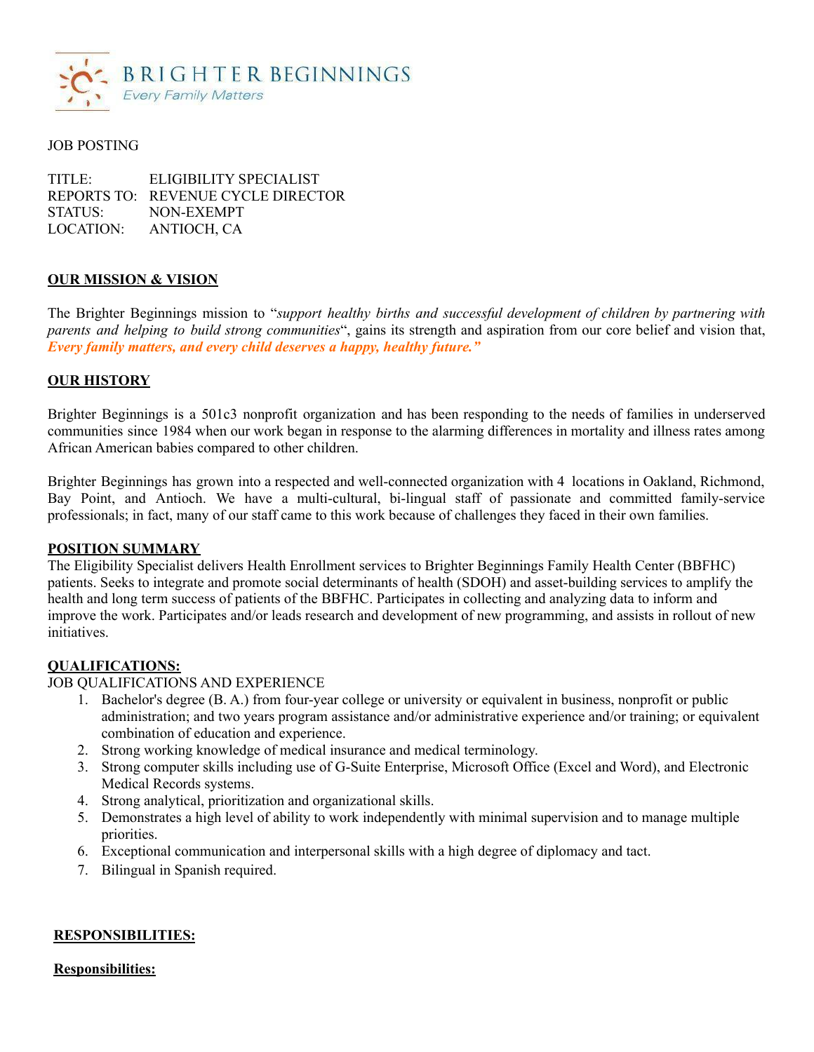**BRIGHTER BEGINNINGS**
*Every Family Matters*

JOB POSTING

TITLE: ELIGIBILITY SPECIALIST
REPORTS TO: REVENUE CYCLE DIRECTOR
STATUS: NON-EXEMPT
LOCATION: ANTIOCH, CA

## OUR MISSION & VISION

The Brighter Beginnings mission to "*support healthy births and successful development of children by partnering with parents and helping to build strong communities*", gains its strength and aspiration from our core belief and vision that, ***Every family matters, and every child deserves a happy, healthy future."***

## OUR HISTORY

Brighter Beginnings is a 501c3 nonprofit organization and has been responding to the needs of families in underserved communities since 1984 when our work began in response to the alarming differences in mortality and illness rates among African American babies compared to other children.

Brighter Beginnings has grown into a respected and well-connected organization with 4 locations in Oakland, Richmond, Bay Point, and Antioch. We have a multi-cultural, bi-lingual staff of passionate and committed family-service professionals; in fact, many of our staff came to this work because of challenges they faced in their own families.

## POSITION SUMMARY

The Eligibility Specialist delivers Health Enrollment services to Brighter Beginnings Family Health Center (BBFHC) patients. Seeks to integrate and promote social determinants of health (SDOH) and asset-building services to amplify the health and long term success of patients of the BBFHC. Participates in collecting and analyzing data to inform and improve the work. Participates and/or leads research and development of new programming, and assists in rollout of new initiatives.

## QUALIFICATIONS:

JOB QUALIFICATIONS AND EXPERIENCE

1. Bachelor's degree (B. A.) from four-year college or university or equivalent in business, nonprofit or public administration; and two years program assistance and/or administrative experience and/or training; or equivalent combination of education and experience.
2. Strong working knowledge of medical insurance and medical terminology.
3. Strong computer skills including use of G-Suite Enterprise, Microsoft Office (Excel and Word), and Electronic Medical Records systems.
4. Strong analytical, prioritization and organizational skills.
5. Demonstrates a high level of ability to work independently with minimal supervision and to manage multiple priorities.
6. Exceptional communication and interpersonal skills with a high degree of diplomacy and tact.
7. Bilingual in Spanish required.

## RESPONSIBILITIES:

**Responsibilities:**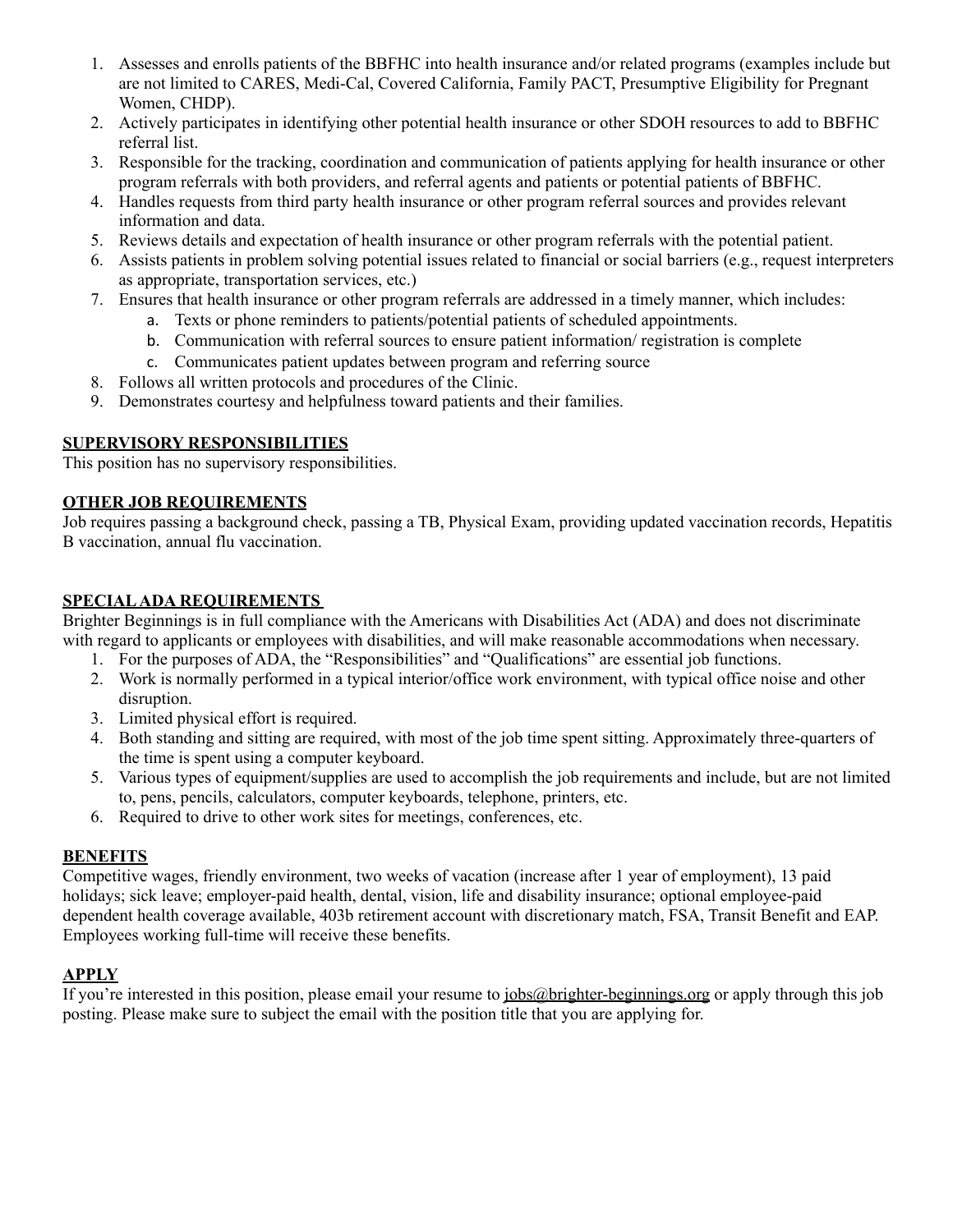1. Assesses and enrolls patients of the BBFHC into health insurance and/or related programs (examples include but are not limited to CARES, Medi-Cal, Covered California, Family PACT, Presumptive Eligibility for Pregnant Women, CHDP).
2. Actively participates in identifying other potential health insurance or other SDOH resources to add to BBFHC referral list.
3. Responsible for the tracking, coordination and communication of patients applying for health insurance or other program referrals with both providers, and referral agents and patients or potential patients of BBFHC.
4. Handles requests from third party health insurance or other program referral sources and provides relevant information and data.
5. Reviews details and expectation of health insurance or other program referrals with the potential patient.
6. Assists patients in problem solving potential issues related to financial or social barriers (e.g., request interpreters as appropriate, transportation services, etc.)
7. Ensures that health insurance or other program referrals are addressed in a timely manner, which includes:
   a. Texts or phone reminders to patients/potential patients of scheduled appointments.
   b. Communication with referral sources to ensure patient information/ registration is complete
   c. Communicates patient updates between program and referring source
8. Follows all written protocols and procedures of the Clinic.
9. Demonstrates courtesy and helpfulness toward patients and their families.

## SUPERVISORY RESPONSIBILITIES

This position has no supervisory responsibilities.

## OTHER JOB REQUIREMENTS

Job requires passing a background check, passing a TB, Physical Exam, providing updated vaccination records, Hepatitis B vaccination, annual flu vaccination.

## SPECIAL ADA REQUIREMENTS

Brighter Beginnings is in full compliance with the Americans with Disabilities Act (ADA) and does not discriminate with regard to applicants or employees with disabilities, and will make reasonable accommodations when necessary.

1. For the purposes of ADA, the "Responsibilities" and "Qualifications" are essential job functions.
2. Work is normally performed in a typical interior/office work environment, with typical office noise and other disruption.
3. Limited physical effort is required.
4. Both standing and sitting are required, with most of the job time spent sitting. Approximately three-quarters of the time is spent using a computer keyboard.
5. Various types of equipment/supplies are used to accomplish the job requirements and include, but are not limited to, pens, pencils, calculators, computer keyboards, telephone, printers, etc.
6. Required to drive to other work sites for meetings, conferences, etc.

## BENEFITS

Competitive wages, friendly environment, two weeks of vacation (increase after 1 year of employment), 13 paid holidays; sick leave; employer-paid health, dental, vision, life and disability insurance; optional employee-paid dependent health coverage available, 403b retirement account with discretionary match, FSA, Transit Benefit and EAP. Employees working full-time will receive these benefits.

## APPLY

If you're interested in this position, please email your resume to jobs@brighter-beginnings.org or apply through this job posting. Please make sure to subject the email with the position title that you are applying for.